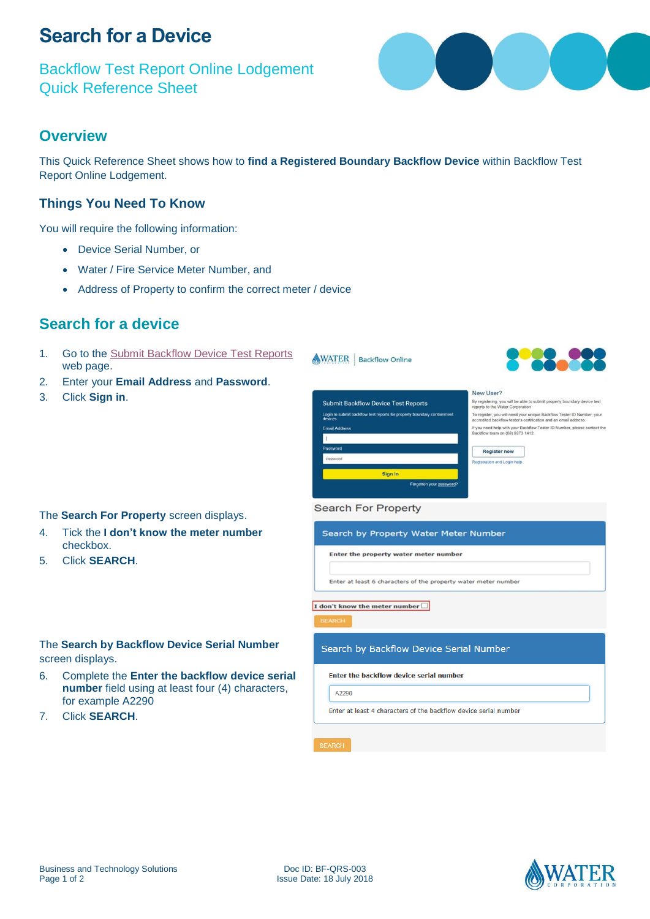# Search for a Device

Backflow Test Report Online Lodgement
Quick Reference Sheet

## Overview

This Quick Reference Sheet shows how to **find a Registered Boundary Backflow Device** within Backflow Test Report Online Lodgement.

### Things You Need To Know

You will require the following information:

- Device Serial Number, or
- Water / Fire Service Meter Number, and
- Address of Property to confirm the correct meter / device

## Search for a device

1. Go to the Submit Backflow Device Test Reports web page.
2. Enter your **Email Address** and **Password**.
3. Click **Sign in**.

The **Search For Property** screen displays.

4. Tick the **I don't know the meter number** checkbox.
5. Click **SEARCH**.

The **Search by Backflow Device Serial Number** screen displays.

6. Complete the **Enter the backflow device serial number** field using at least four (4) characters, for example A2290
7. Click **SEARCH**.

Business and Technology Solutions
Doc ID: BF-QRS-003
Issue Date: 18 July 2018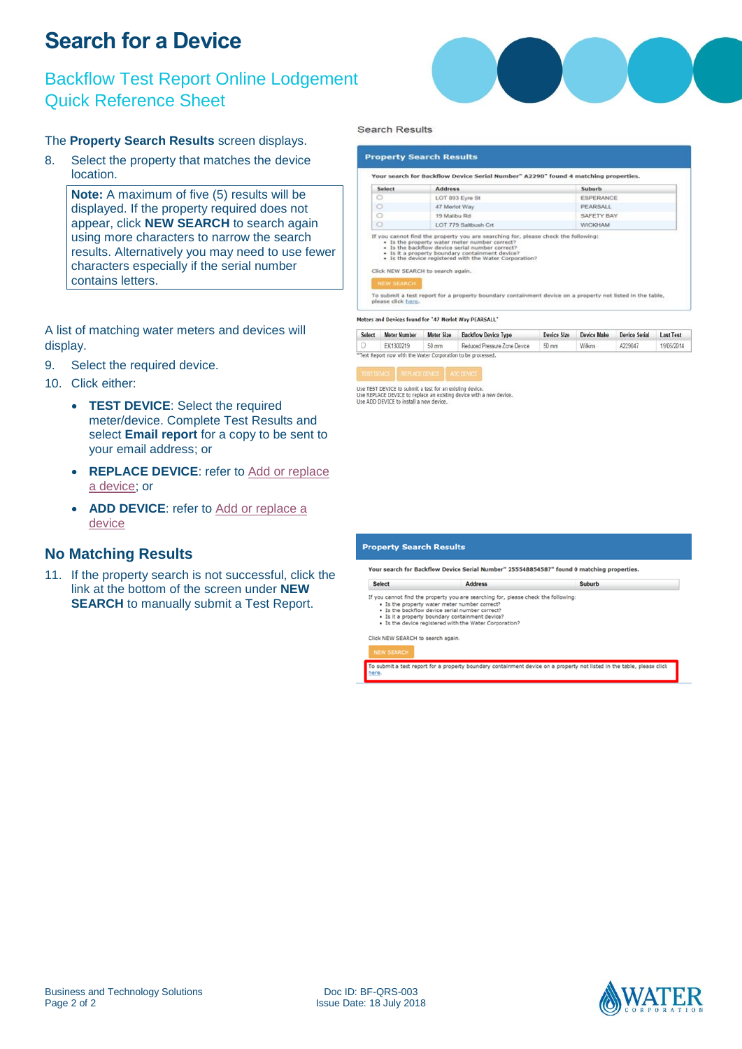# Search for a Device

## Backflow Test Report Online Lodgement Quick Reference Sheet

The **Property Search Results** screen displays.

8. Select the property that matches the device location.

> **Note:** A maximum of five (5) results will be displayed. If the property required does not appear, click **NEW SEARCH** to search again using more characters to narrow the search results. Alternatively you may need to use fewer characters especially if the serial number contains letters.

A list of matching water meters and devices will display.

9. Select the required device.
10. Click either:
    - **TEST DEVICE**: Select the required meter/device. Complete Test Results and select **Email report** for a copy to be sent to your email address; or
    - **REPLACE DEVICE**: refer to Add or replace a device; or
    - **ADD DEVICE**: refer to Add or replace a device

## No Matching Results

11. If the property search is not successful, click the link at the bottom of the screen under **NEW SEARCH** to manually submit a Test Report.

Business and Technology Solutions

Doc ID: BF-QRS-003
Issue Date: 18 July 2018